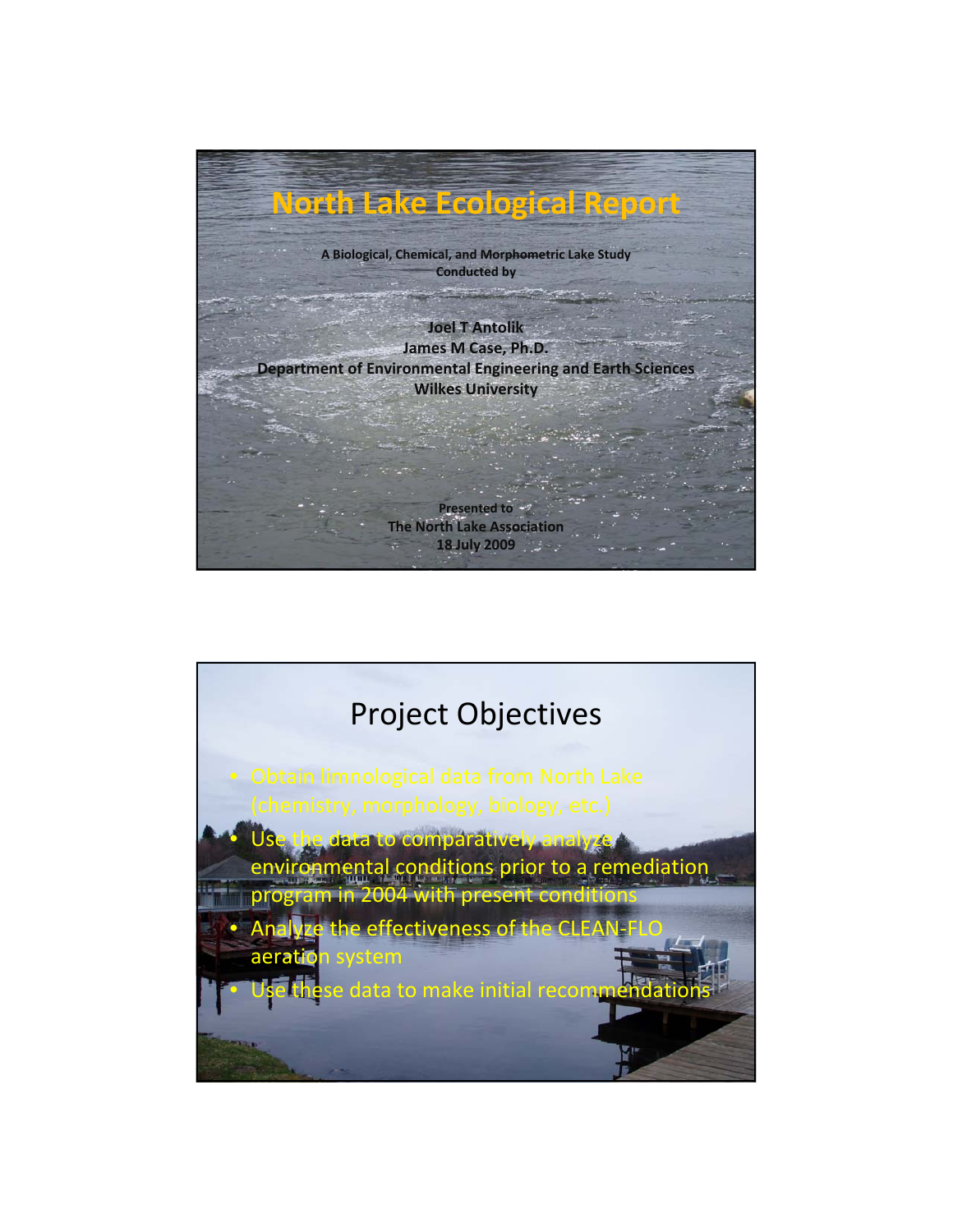# North Lake Ecological Report

**A Biological, Chemical, and Morphometric Lake Study**
**Conducted by**

**Joel T Antolik**
**James M Case, Ph.D.**
**Department of Environmental Engineering and Earth Sciences**
**Wilkes University**

**Presented to**
**The North Lake Association**
**18 July 2009**

## Project Objectives

- Obtain limnological data from North Lake (chemistry, morphology, biology, etc.)
- Use the data to comparatively analyze environmental conditions prior to a remediation program in 2004 with present conditions
- Analyze the effectiveness of the CLEAN-FLO aeration system
- Use these data to make initial recommendations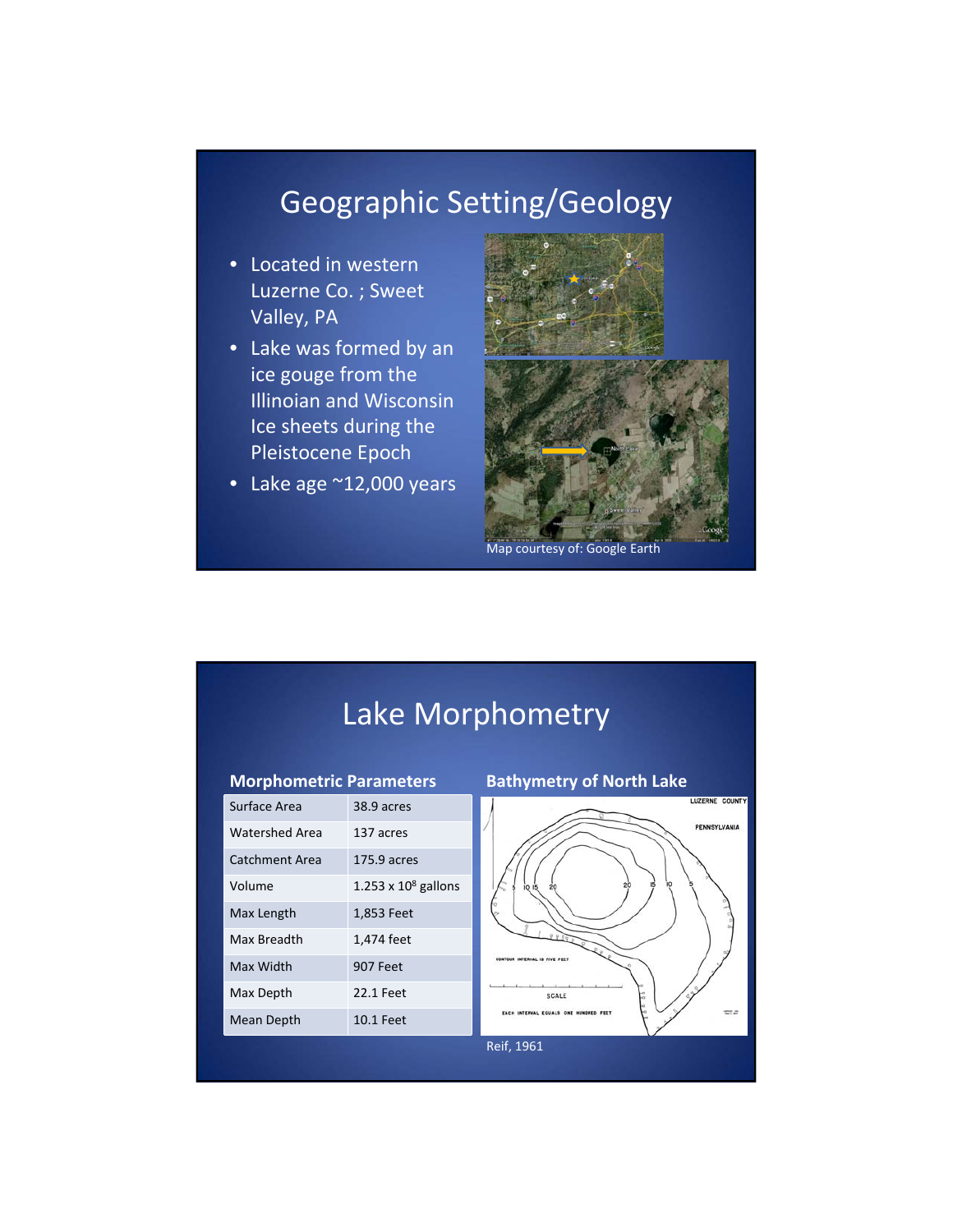# Geographic Setting/Geology

- Located in western Luzerne Co. ; Sweet Valley, PA
- Lake was formed by an ice gouge from the Illinoian and Wisconsin Ice sheets during the Pleistocene Epoch
- Lake age ~12,000 years

Map courtesy of: Google Earth

# Lake Morphometry

**Morphometric Parameters**

| Parameter | Value |
|---|---|
| Surface Area | 38.9 acres |
| Watershed Area | 137 acres |
| Catchment Area | 175.9 acres |
| Volume | $1.253 \times 10^8$ gallons |
| Max Length | 1,853 Feet |
| Max Breadth | 1,474 feet |
| Max Width | 907 Feet |
| Max Depth | 22.1 Feet |
| Mean Depth | 10.1 Feet |

**Bathymetry of North Lake**

Reif, 1961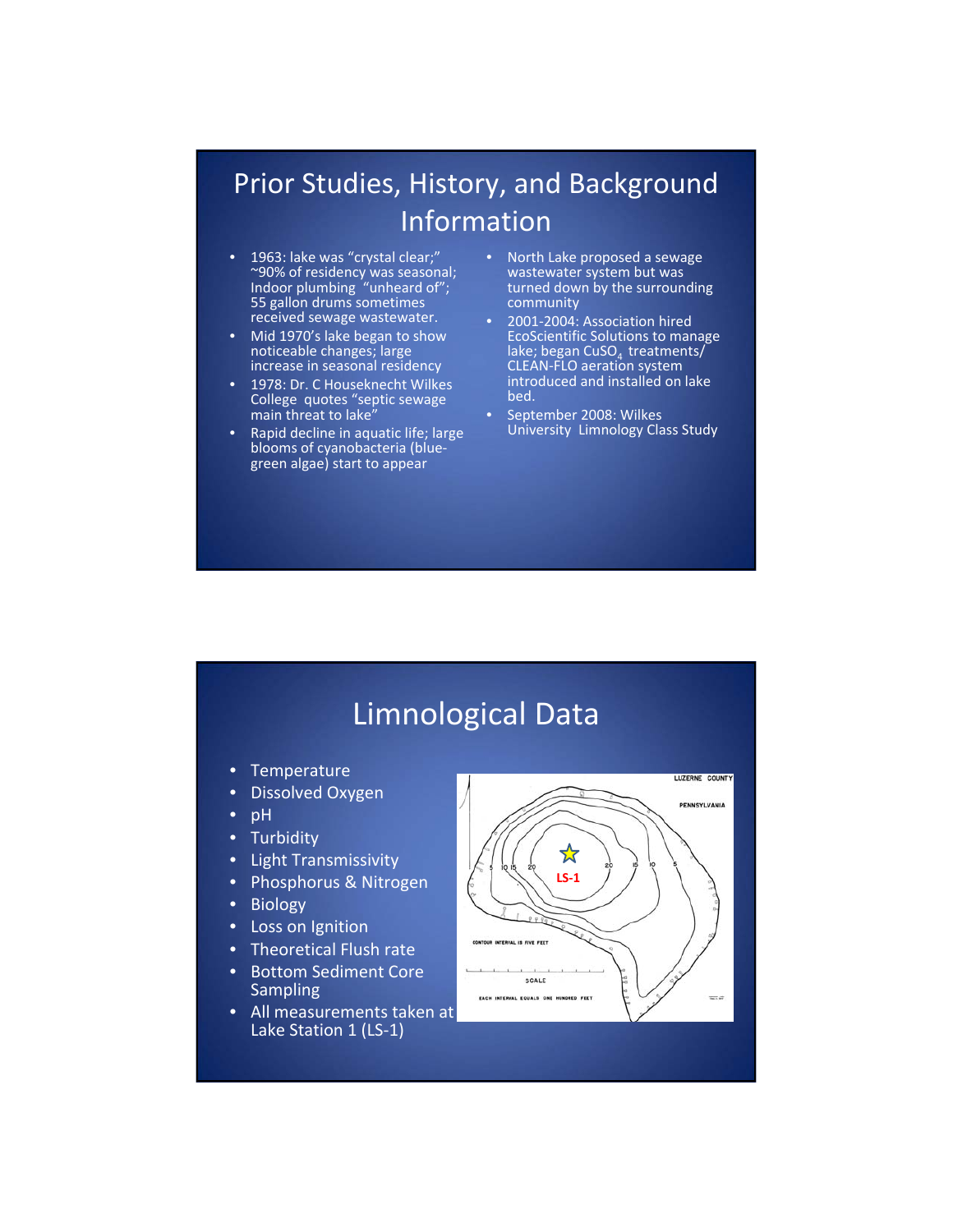# Prior Studies, History, and Background Information

- 1963: lake was "crystal clear;" ~90% of residency was seasonal; Indoor plumbing "unheard of"; 55 gallon drums sometimes received sewage wastewater.
- Mid 1970's lake began to show noticeable changes; large increase in seasonal residency
- 1978: Dr. C Houseknecht Wilkes College quotes "septic sewage main threat to lake"
- Rapid decline in aquatic life; large blooms of cyanobacteria (blue-green algae) start to appear
- North Lake proposed a sewage wastewater system but was turned down by the surrounding community
- 2001-2004: Association hired EcoScientific Solutions to manage lake; began $CuSO_4$ treatments/ CLEAN-FLO aeration system introduced and installed on lake bed.
- September 2008: Wilkes University Limnology Class Study

# Limnological Data

- Temperature
- Dissolved Oxygen
- pH
- Turbidity
- Light Transmissivity
- Phosphorus & Nitrogen
- Biology
- Loss on Ignition
- Theoretical Flush rate
- Bottom Sediment Core Sampling
- All measurements taken at Lake Station 1 (LS-1)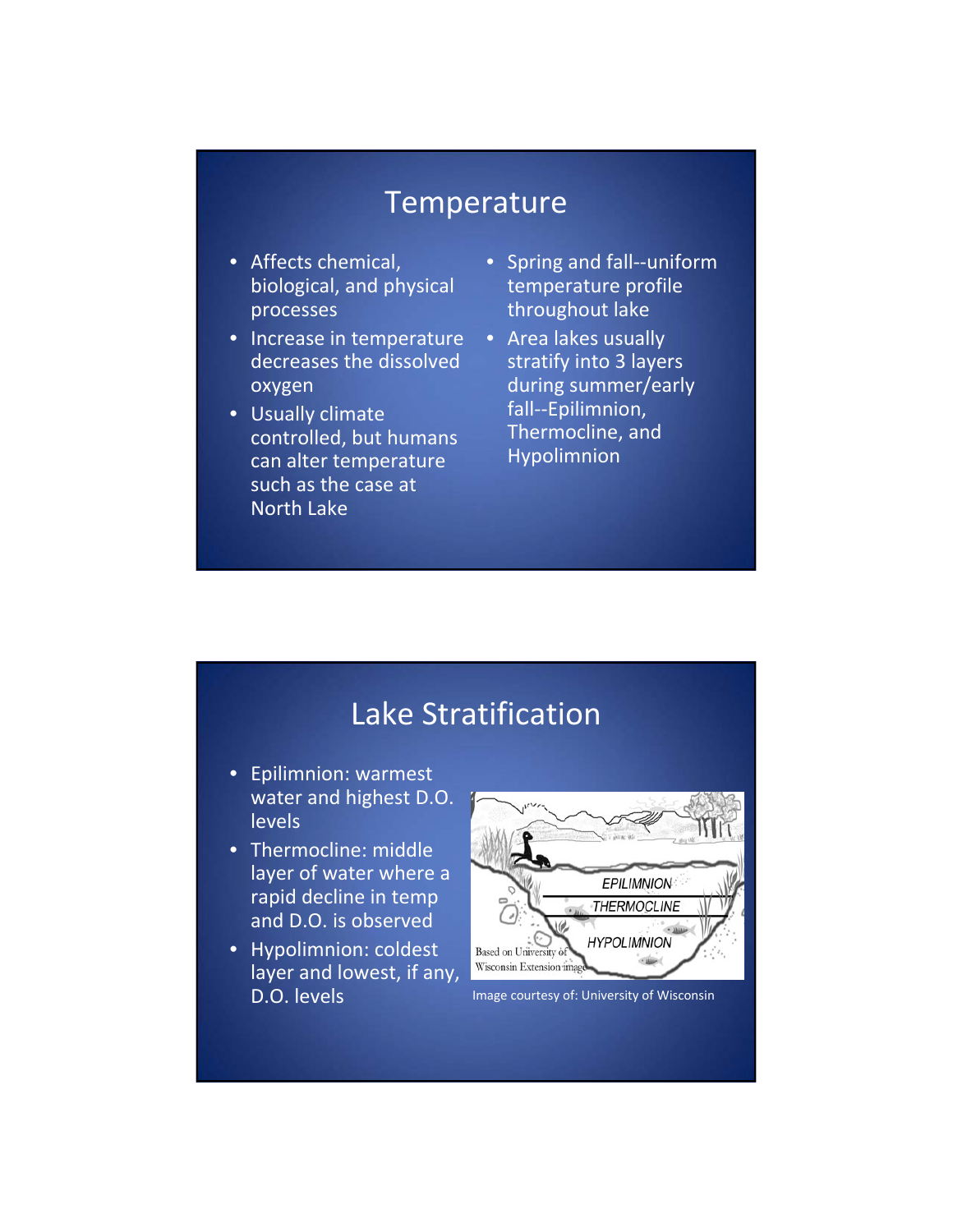# Temperature

- Affects chemical, biological, and physical processes
- Increase in temperature decreases the dissolved oxygen
- Usually climate controlled, but humans can alter temperature such as the case at North Lake
- Spring and fall--uniform temperature profile throughout lake
- Area lakes usually stratify into 3 layers during summer/early fall--Epilimnion, Thermocline, and Hypolimnion

# Lake Stratification

- Epilimnion: warmest water and highest D.O. levels
- Thermocline: middle layer of water where a rapid decline in temp and D.O. is observed
- Hypolimnion: coldest layer and lowest, if any, D.O. levels

Image courtesy of: University of Wisconsin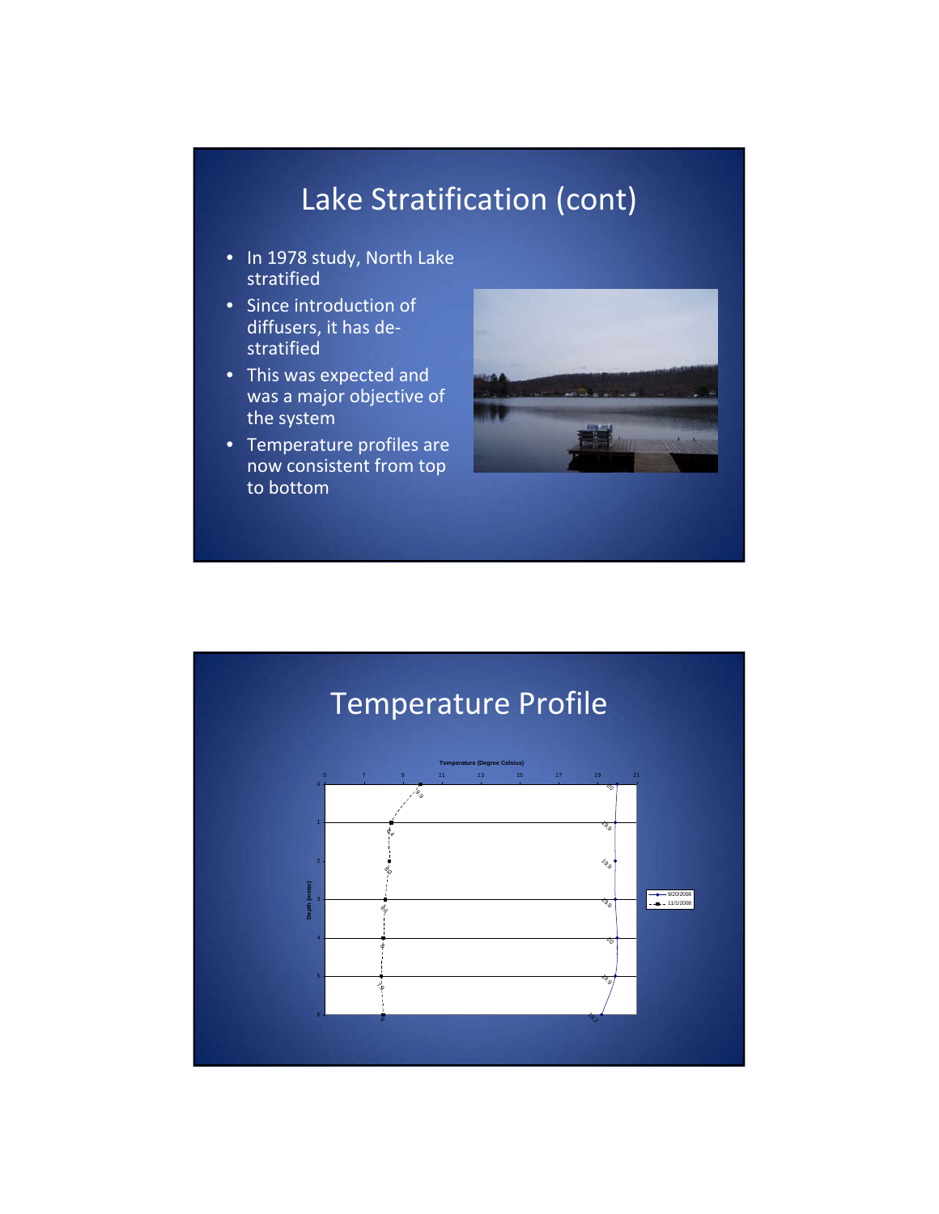# Lake Stratification (cont)

- In 1978 study, North Lake stratified
- Since introduction of diffusers, it has de-stratified
- This was expected and was a major objective of the system
- Temperature profiles are now consistent from top to bottom

# Temperature Profile

Temperature (Degree Celsius)

| Depth (meter) | 9/20/2008 | 11/1/2008 |
|---|---|---|
| 0 | 20 | 9.9 |
| 1 | 19.9 | 8.4 |
| 2 | 19.9 | 8.3 |
| 3 | 19.9 | 8.1 |
| 4 | 20 | 8 |
| 5 | 19.9 | 7.9 |
| 6 | 19.2 | 8 |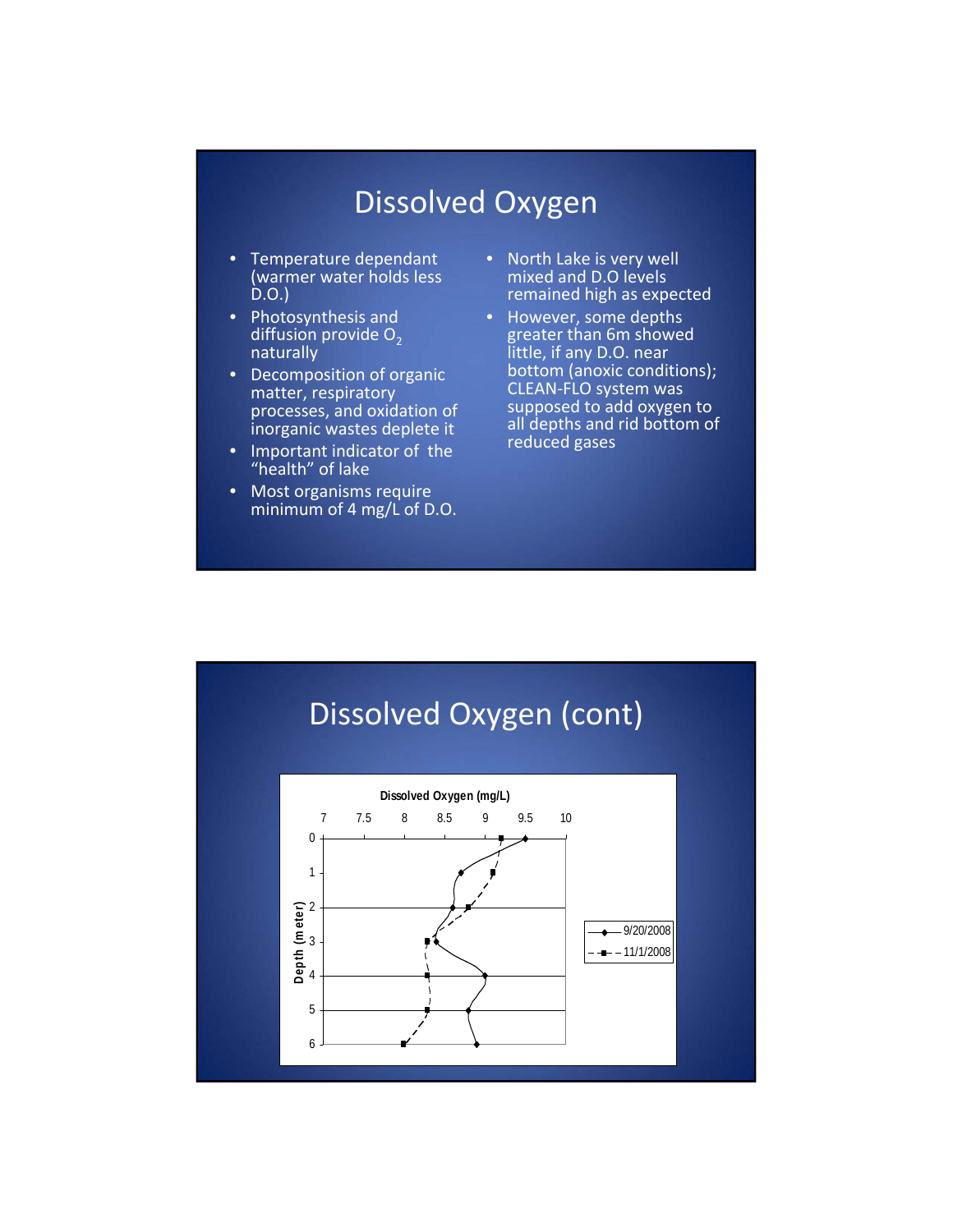# Dissolved Oxygen

- Temperature dependant (warmer water holds less D.O.)
- Photosynthesis and diffusion provide $O_2$ naturally
- Decomposition of organic matter, respiratory processes, and oxidation of inorganic wastes deplete it
- Important indicator of the "health" of lake
- Most organisms require minimum of 4 mg/L of D.O.

- North Lake is very well mixed and D.O levels remained high as expected
- However, some depths greater than 6m showed little, if any D.O. near bottom (anoxic conditions); CLEAN-FLO system was supposed to add oxygen to all depths and rid bottom of reduced gases

# Dissolved Oxygen (cont)

Dissolved Oxygen (mg/L)

| Depth (meter) | 9/20/2008 | 11/1/2008 |
|---|---|---|
| 0 | 9.5 | 9.2 |
| 1 | 8.7 | 9.1 |
| 2 | 8.6 | 8.8 |
| 3 | 8.4 | 8.3 |
| 4 | 9.0 | 8.3 |
| 5 | 8.8 | 8.3 |
| 6 | 8.9 | 8.0 |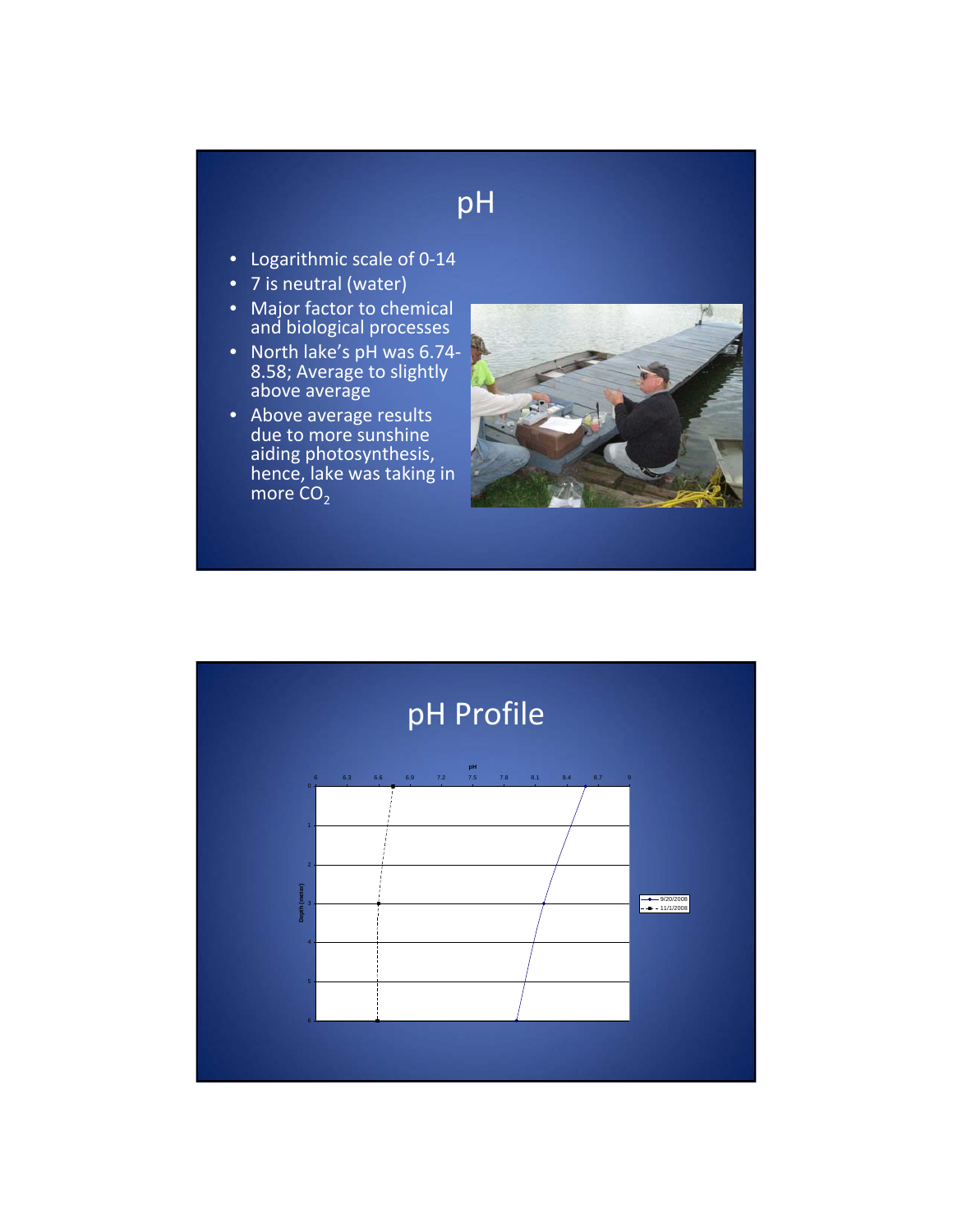# pH

- Logarithmic scale of 0-14
- 7 is neutral (water)
- Major factor to chemical and biological processes
- North lake's pH was 6.74-8.58; Average to slightly above average
- Above average results due to more sunshine aiding photosynthesis, hence, lake was taking in more $CO_2$

# pH Profile

pH

6 6.3 6.6 6.9 7.2 7.5 7.8 8.1 8.4 8.7 9

Depth (meter)

0 1 2 3 4 5 6

9/20/2008
11/1/2008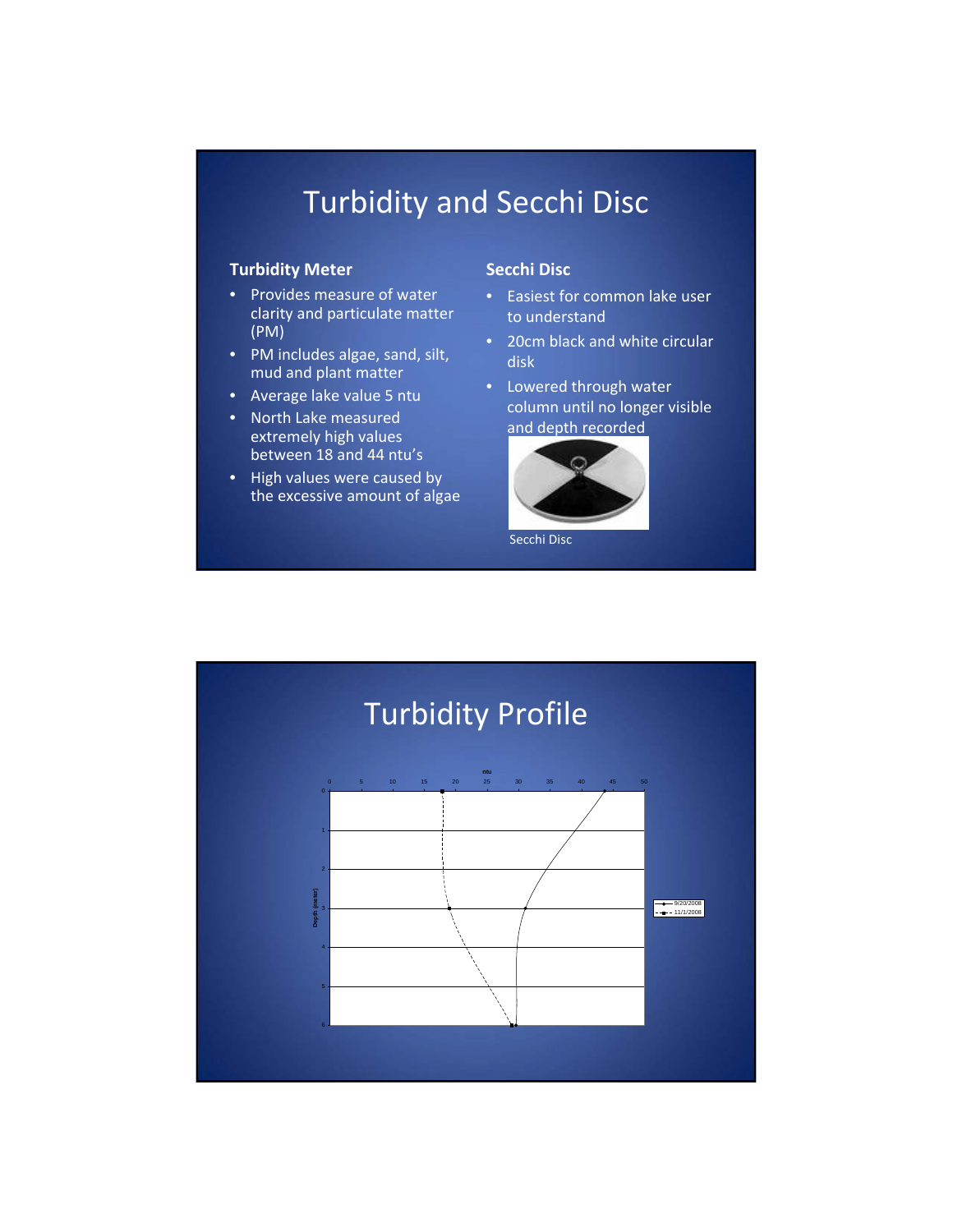# Turbidity and Secchi Disc

**Turbidity Meter**

- Provides measure of water clarity and particulate matter (PM)
- PM includes algae, sand, silt, mud and plant matter
- Average lake value 5 ntu
- North Lake measured extremely high values between 18 and 44 ntu's
- High values were caused by the excessive amount of algae

**Secchi Disc**

- Easiest for common lake user to understand
- 20cm black and white circular disk
- Lowered through water column until no longer visible and depth recorded

Secchi Disc

# Turbidity Profile

ntu

0 5 10 15 20 25 30 35 40 45 50

Depth (meter)

0 1 2 3 4 5 6

9/20/2008

11/1/2008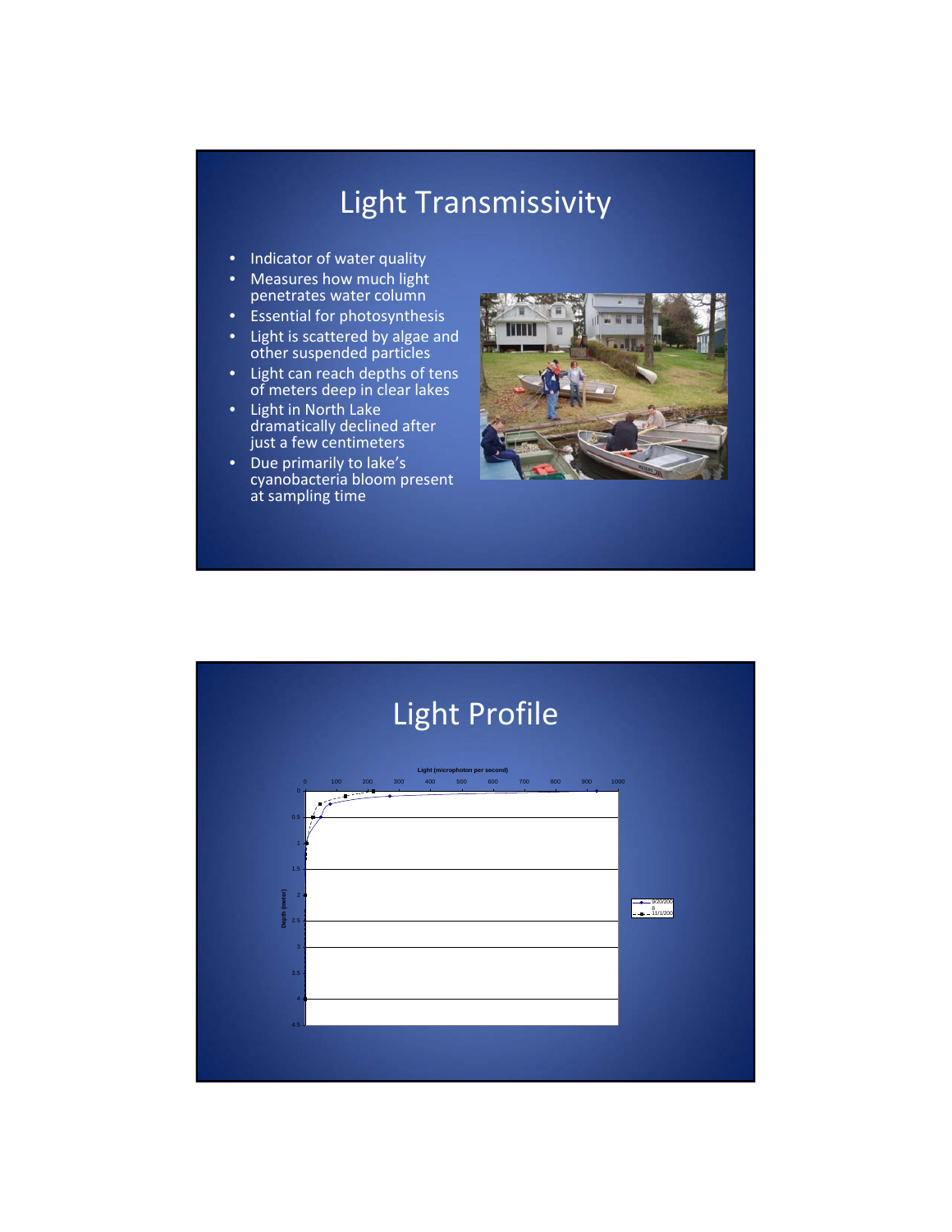# Light Transmissivity

- Indicator of water quality
- Measures how much light penetrates water column
- Essential for photosynthesis
- Light is scattered by algae and other suspended particles
- Light can reach depths of tens of meters deep in clear lakes
- Light in North Lake dramatically declined after just a few centimeters
- Due primarily to lake's cyanobacteria bloom present at sampling time

# Light Profile

Light (microphoton per second)

0 100 200 300 400 500 600 700 800 900 1000

Depth (meter)

0 0.5 1 1.5 2 2.5 3 3.5 4 4.5

9/20/2008

11/1/200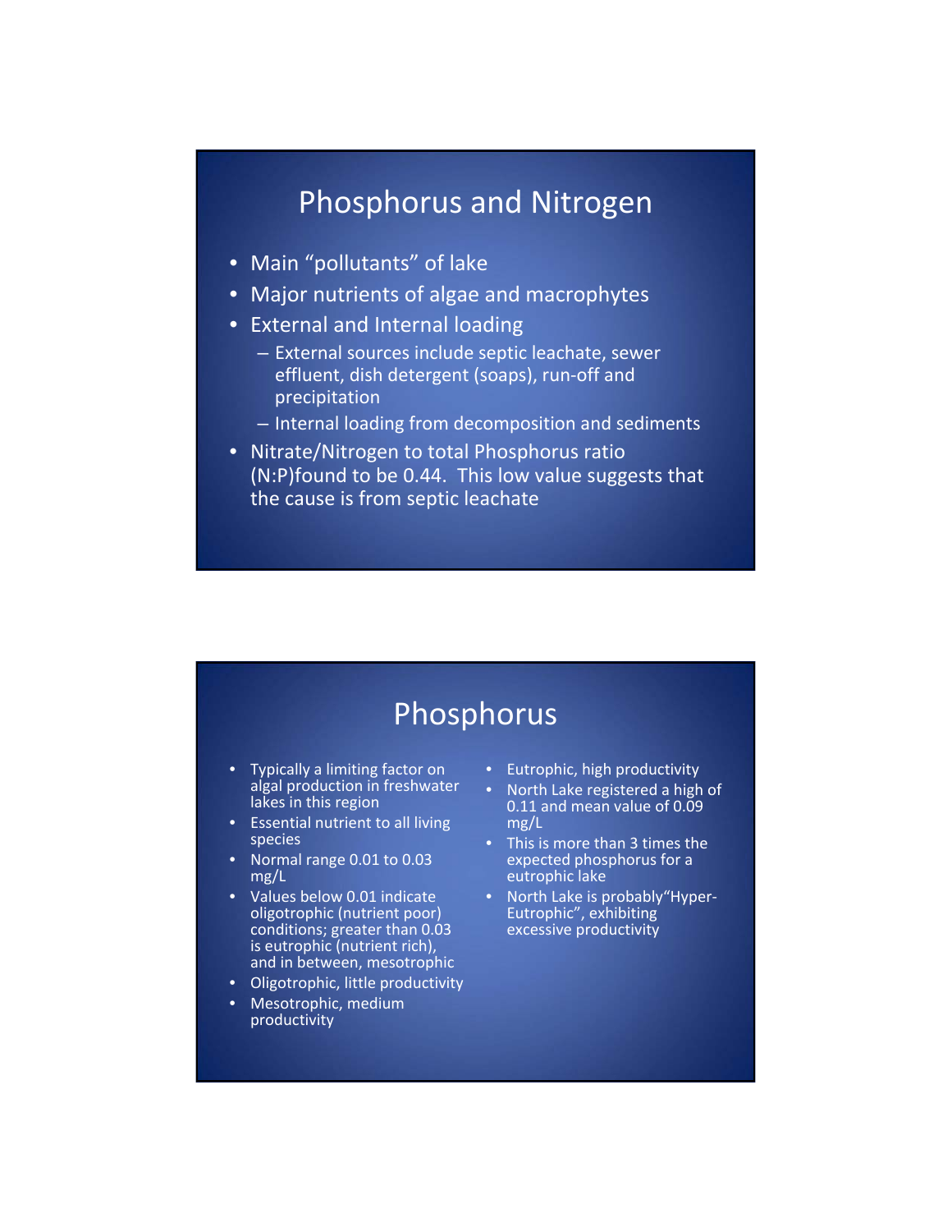## Phosphorus and Nitrogen

- Main "pollutants" of lake
- Major nutrients of algae and macrophytes
- External and Internal loading
  - External sources include septic leachate, sewer effluent, dish detergent (soaps), run-off and precipitation
  - Internal loading from decomposition and sediments
- Nitrate/Nitrogen to total Phosphorus ratio (N:P)found to be 0.44. This low value suggests that the cause is from septic leachate

## Phosphorus

- Typically a limiting factor on algal production in freshwater lakes in this region
- Essential nutrient to all living species
- Normal range 0.01 to 0.03 mg/L
- Values below 0.01 indicate oligotrophic (nutrient poor) conditions; greater than 0.03 is eutrophic (nutrient rich), and in between, mesotrophic
- Oligotrophic, little productivity
- Mesotrophic, medium productivity
- Eutrophic, high productivity
- North Lake registered a high of 0.11 and mean value of 0.09 mg/L
- This is more than 3 times the expected phosphorus for a eutrophic lake
- North Lake is probably"Hyper-Eutrophic", exhibiting excessive productivity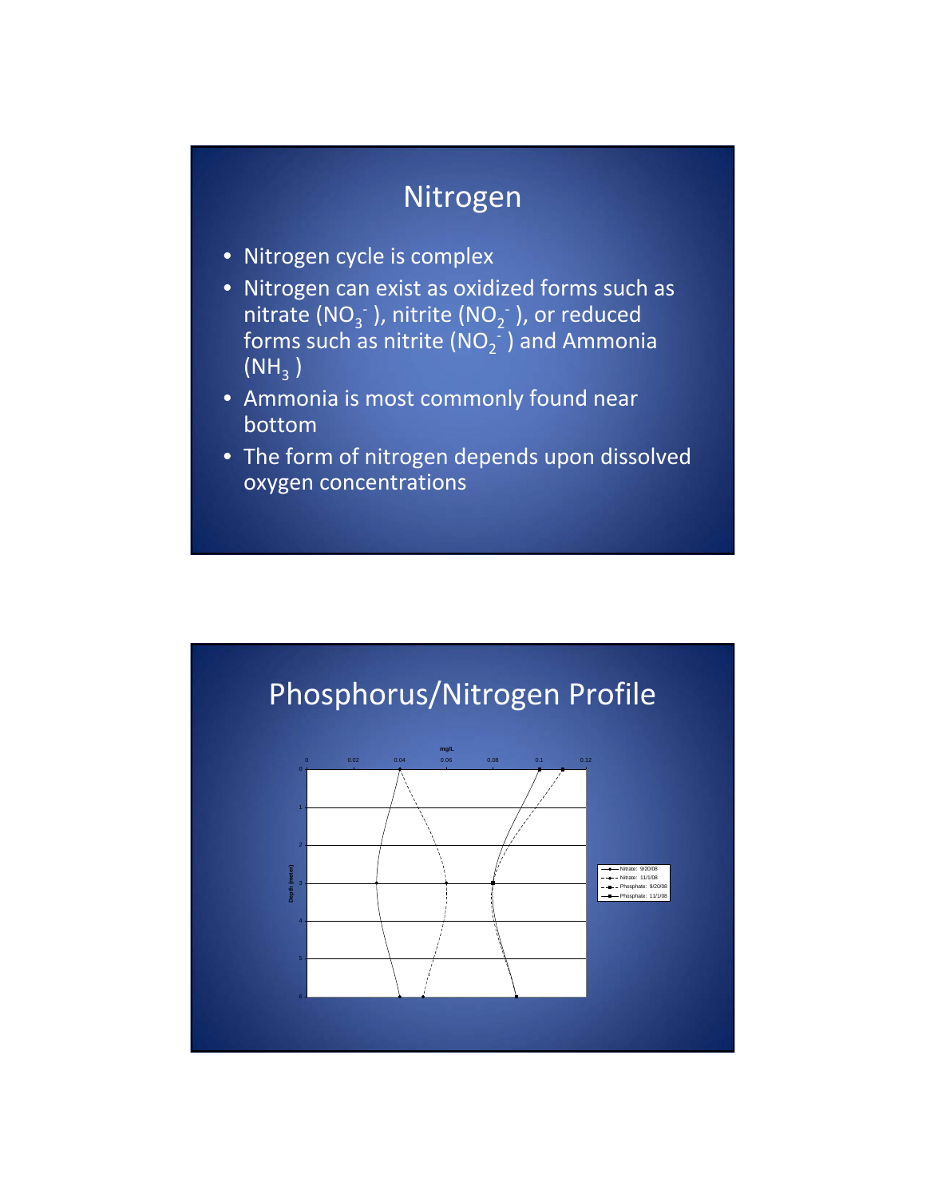# Nitrogen

- Nitrogen cycle is complex
- Nitrogen can exist as oxidized forms such as nitrate ($NO_3^-$), nitrite ($NO_2^-$), or reduced forms such as nitrite ($NO_2^-$) and Ammonia ($NH_3$)
- Ammonia is most commonly found near bottom
- The form of nitrogen depends upon dissolved oxygen concentrations

# Phosphorus/Nitrogen Profile

mg/L

0 0.02 0.04 0.06 0.08 0.1 0.12

Depth (meter)

0 1 2 3 4 5 6

Nitrate: 9/20/08
Nitrate: 11/1/08
Phosphate: 9/20/08
Phosphate: 11/1/08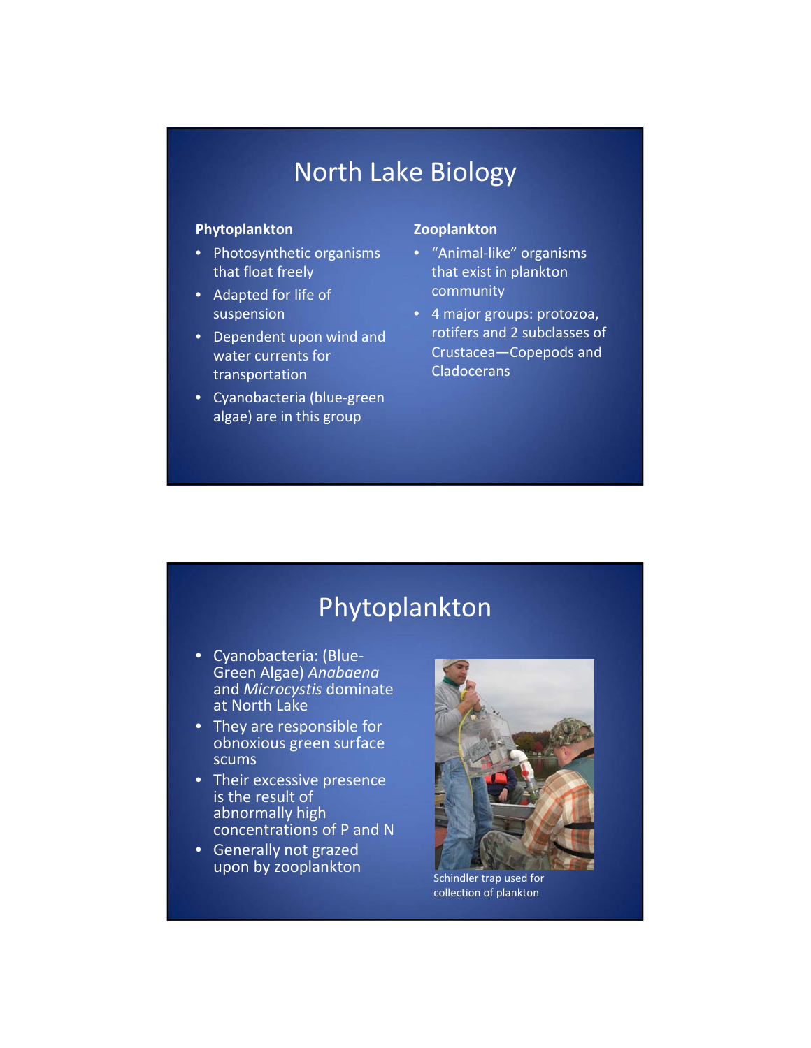# North Lake Biology

**Phytoplankton**

- Photosynthetic organisms that float freely
- Adapted for life of suspension
- Dependent upon wind and water currents for transportation
- Cyanobacteria (blue-green algae) are in this group

**Zooplankton**

- "Animal-like" organisms that exist in plankton community
- 4 major groups: protozoa, rotifers and 2 subclasses of Crustacea—Copepods and Cladocerans

# Phytoplankton

- Cyanobacteria: (Blue-Green Algae) *Anabaena* and *Microcystis* dominate at North Lake
- They are responsible for obnoxious green surface scums
- Their excessive presence is the result of abnormally high concentrations of P and N
- Generally not grazed upon by zooplankton

Schindler trap used for collection of plankton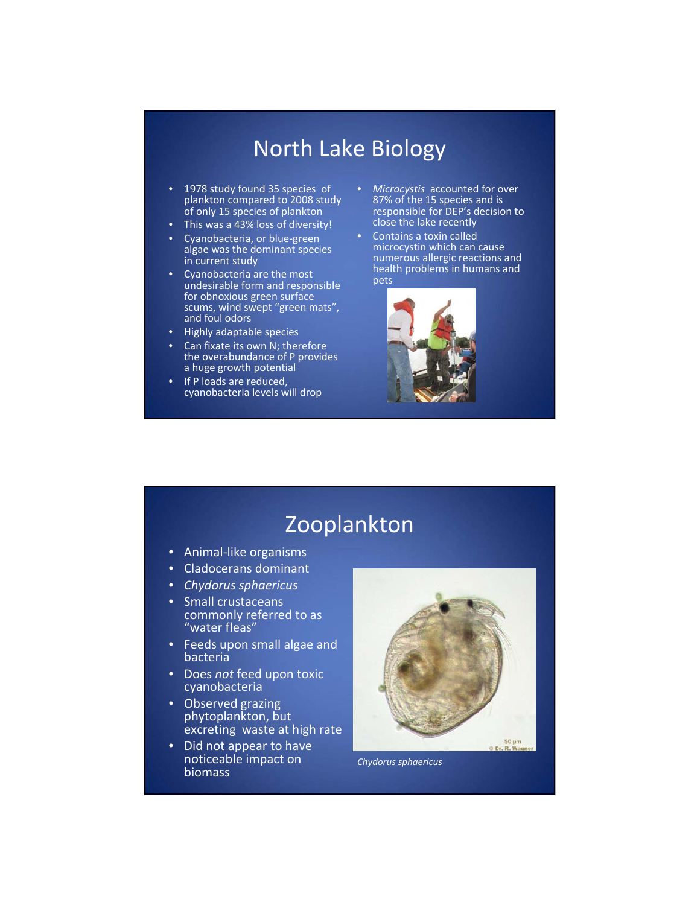# North Lake Biology

- 1978 study found 35 species of plankton compared to 2008 study of only 15 species of plankton
- This was a 43% loss of diversity!
- Cyanobacteria, or blue-green algae was the dominant species in current study
- Cyanobacteria are the most undesirable form and responsible for obnoxious green surface scums, wind swept "green mats", and foul odors
- Highly adaptable species
- Can fixate its own N; therefore the overabundance of P provides a huge growth potential
- If P loads are reduced, cyanobacteria levels will drop
- *Microcystis* accounted for over 87% of the 15 species and is responsible for DEP's decision to close the lake recently
- Contains a toxin called microcystin which can cause numerous allergic reactions and health problems in humans and pets

# Zooplankton

- Animal-like organisms
- Cladocerans dominant
- *Chydorus sphaericus*
- Small crustaceans commonly referred to as "water fleas"
- Feeds upon small algae and bacteria
- Does *not* feed upon toxic cyanobacteria
- Observed grazing phytoplankton, but excreting waste at high rate
- Did not appear to have noticeable impact on biomass

*Chydorus sphaericus*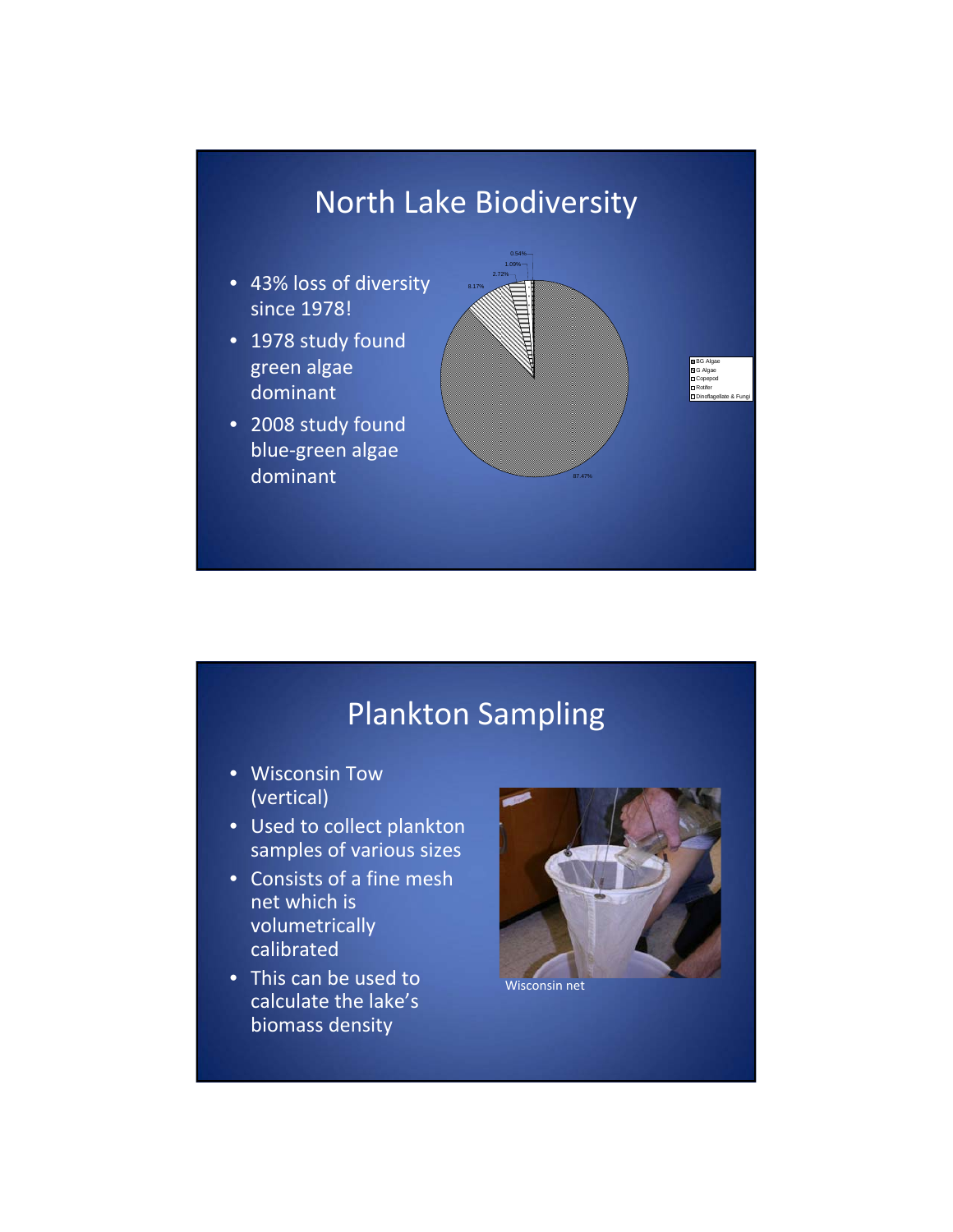# North Lake Biodiversity

- 43% loss of diversity since 1978!
- 1978 study found green algae dominant
- 2008 study found blue-green algae dominant

0.54%
1.09%
2.72%
8.17%
87.47%

BG Algae
G Algae
Copepod
Rotifer
Dinoflagellate & Fungi

# Plankton Sampling

- Wisconsin Tow (vertical)
- Used to collect plankton samples of various sizes
- Consists of a fine mesh net which is volumetrically calibrated
- This can be used to calculate the lake's biomass density

Wisconsin net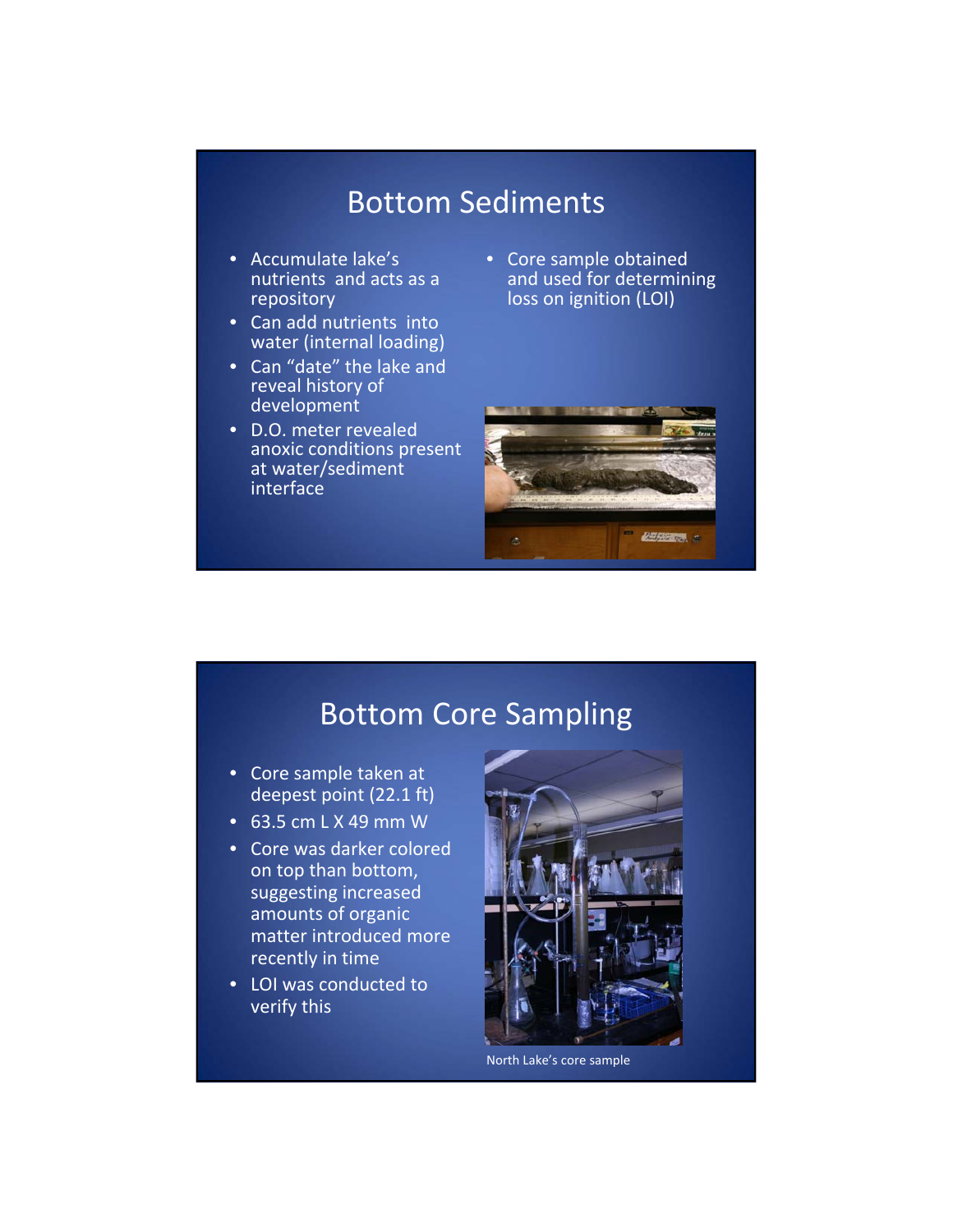# Bottom Sediments

- Accumulate lake's nutrients and acts as a repository
- Can add nutrients into water (internal loading)
- Can "date" the lake and reveal history of development
- D.O. meter revealed anoxic conditions present at water/sediment interface
- Core sample obtained and used for determining loss on ignition (LOI)

# Bottom Core Sampling

- Core sample taken at deepest point (22.1 ft)
- 63.5 cm L X 49 mm W
- Core was darker colored on top than bottom, suggesting increased amounts of organic matter introduced more recently in time
- LOI was conducted to verify this

North Lake's core sample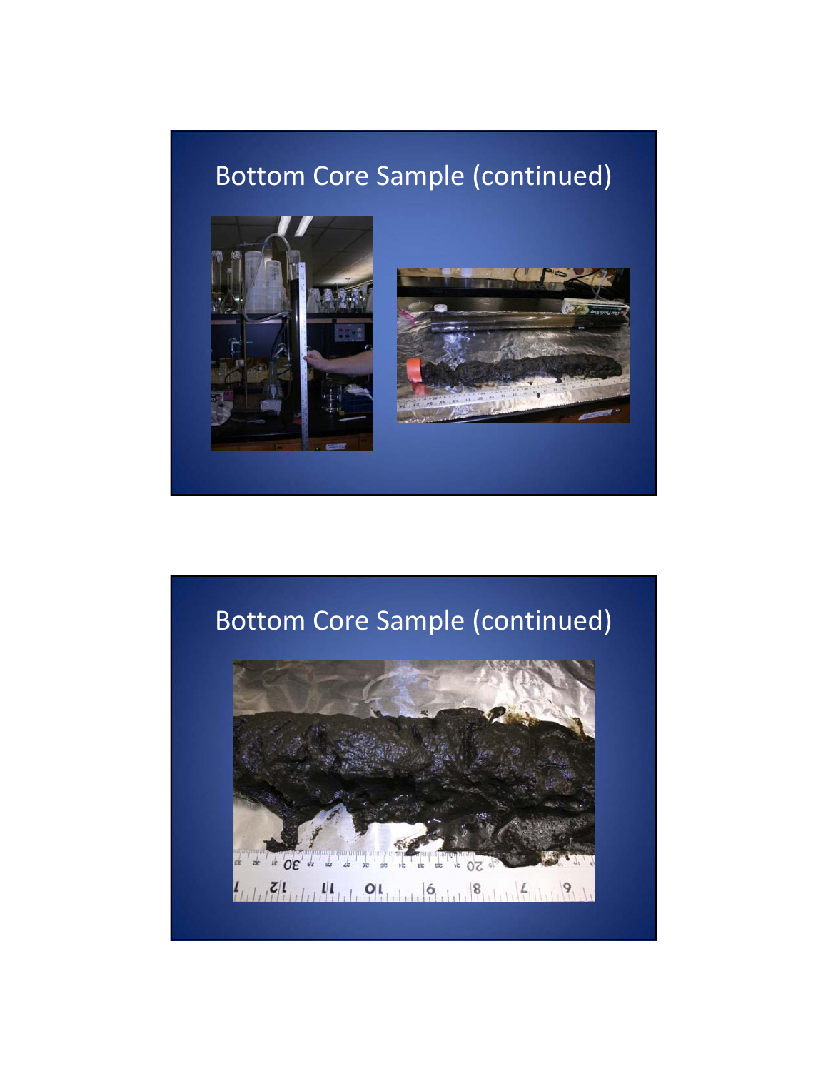## Bottom Core Sample (continued)

## Bottom Core Sample (continued)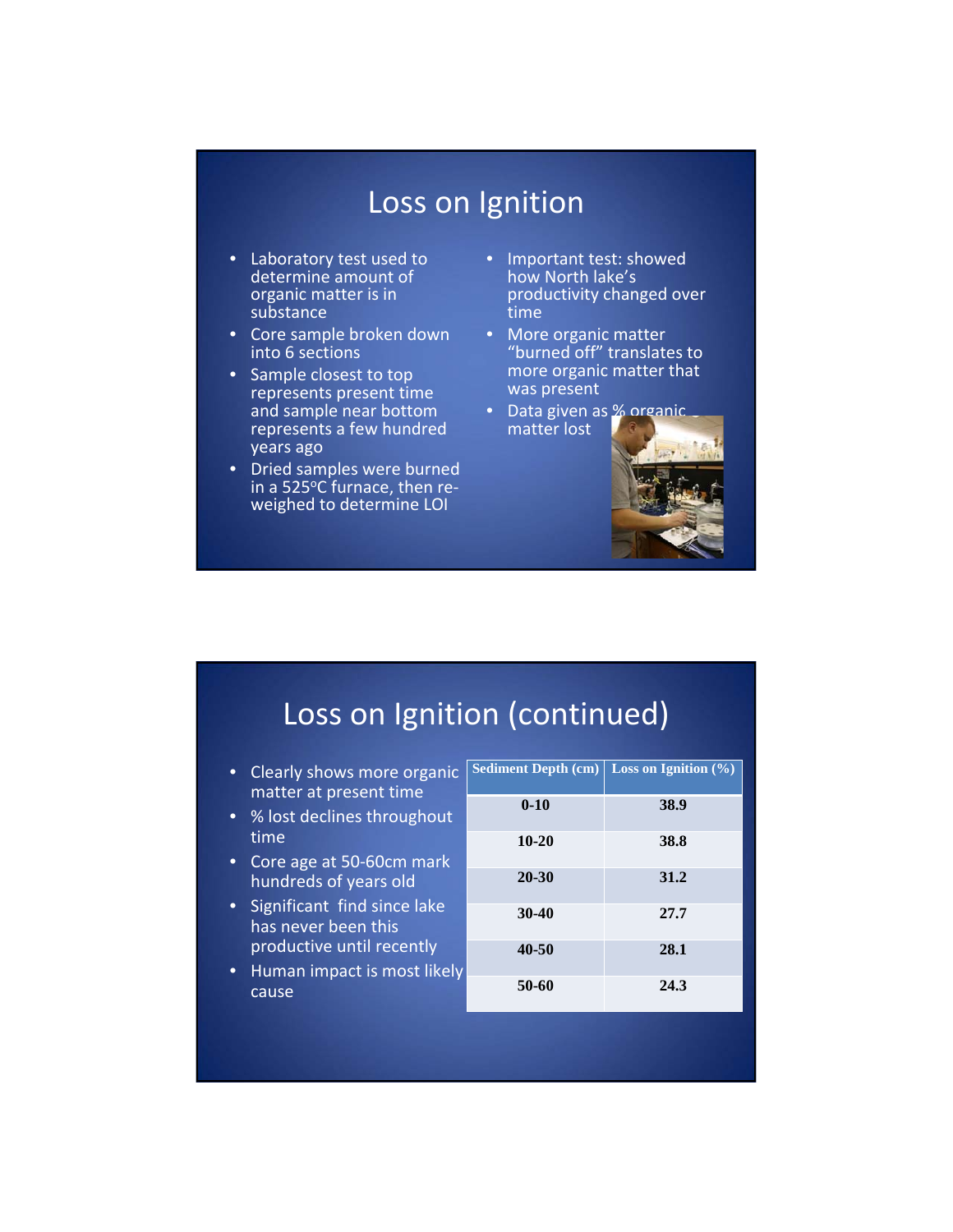# Loss on Ignition

- Laboratory test used to determine amount of organic matter is in substance
- Core sample broken down into 6 sections
- Sample closest to top represents present time and sample near bottom represents a few hundred years ago
- Dried samples were burned in a 525°C furnace, then re-weighed to determine LOI
- Important test: showed how North lake's productivity changed over time
- More organic matter "burned off" translates to more organic matter that was present
- Data given as % organic matter lost

# Loss on Ignition (continued)

- Clearly shows more organic matter at present time
- % lost declines throughout time
- Core age at 50-60cm mark hundreds of years old
- Significant find since lake has never been this productive until recently
- Human impact is most likely cause

| Sediment Depth (cm) | Loss on Ignition (%) |
|---|---|
| 0-10 | 38.9 |
| 10-20 | 38.8 |
| 20-30 | 31.2 |
| 30-40 | 27.7 |
| 40-50 | 28.1 |
| 50-60 | 24.3 |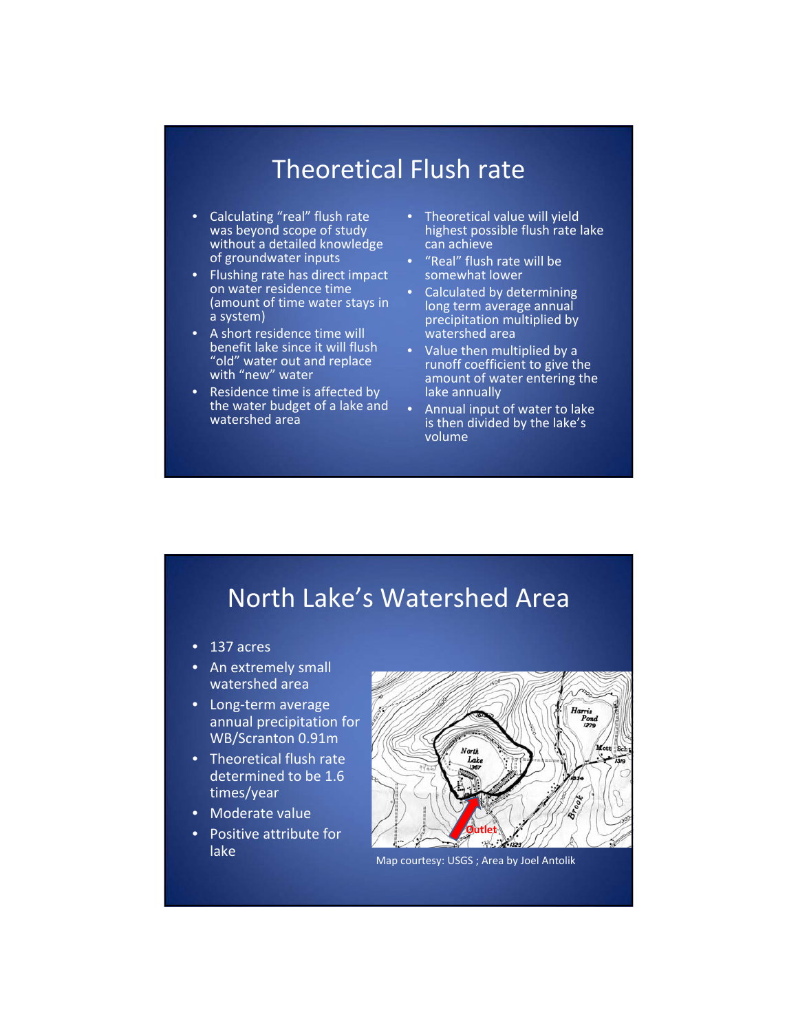## Theoretical Flush rate

- Calculating "real" flush rate was beyond scope of study without a detailed knowledge of groundwater inputs
- Flushing rate has direct impact on water residence time (amount of time water stays in a system)
- A short residence time will benefit lake since it will flush "old" water out and replace with "new" water
- Residence time is affected by the water budget of a lake and watershed area
- Theoretical value will yield highest possible flush rate lake can achieve
- "Real" flush rate will be somewhat lower
- Calculated by determining long term average annual precipitation multiplied by watershed area
- Value then multiplied by a runoff coefficient to give the amount of water entering the lake annually
- Annual input of water to lake is then divided by the lake's volume

## North Lake's Watershed Area

- 137 acres
- An extremely small watershed area
- Long-term average annual precipitation for WB/Scranton 0.91m
- Theoretical flush rate determined to be 1.6 times/year
- Moderate value
- Positive attribute for lake

Map courtesy: USGS ; Area by Joel Antolik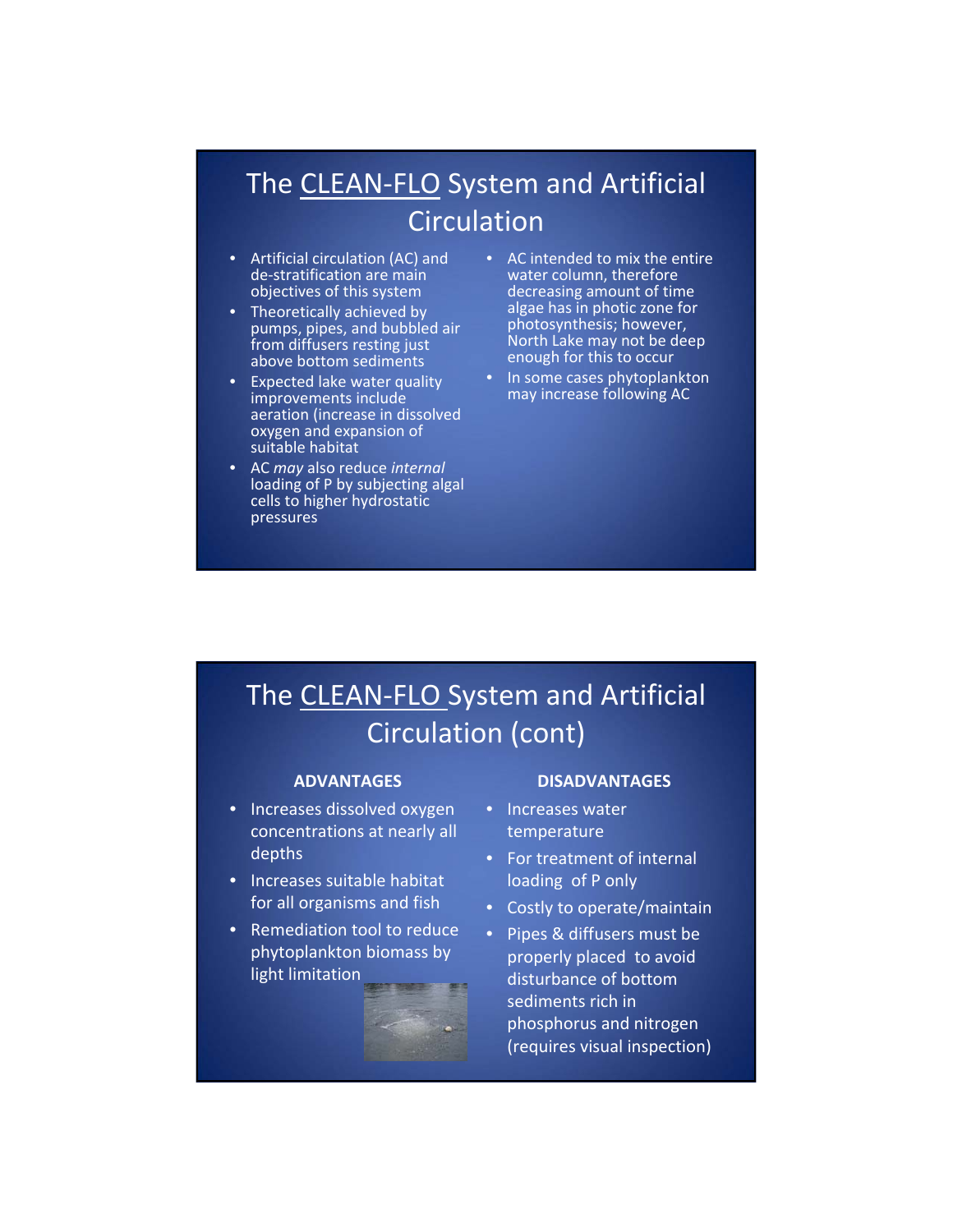# The CLEAN-FLO System and Artificial Circulation

- Artificial circulation (AC) and de-stratification are main objectives of this system
- Theoretically achieved by pumps, pipes, and bubbled air from diffusers resting just above bottom sediments
- Expected lake water quality improvements include aeration (increase in dissolved oxygen and expansion of suitable habitat
- AC *may* also reduce *internal* loading of P by subjecting algal cells to higher hydrostatic pressures
- AC intended to mix the entire water column, therefore decreasing amount of time algae has in photic zone for photosynthesis; however, North Lake may not be deep enough for this to occur
- In some cases phytoplankton may increase following AC

# The CLEAN-FLO System and Artificial Circulation (cont)

**ADVANTAGES**

- Increases dissolved oxygen concentrations at nearly all depths
- Increases suitable habitat for all organisms and fish
- Remediation tool to reduce phytoplankton biomass by light limitation

**DISADVANTAGES**

- Increases water temperature
- For treatment of internal loading of P only
- Costly to operate/maintain
- Pipes & diffusers must be properly placed to avoid disturbance of bottom sediments rich in phosphorus and nitrogen (requires visual inspection)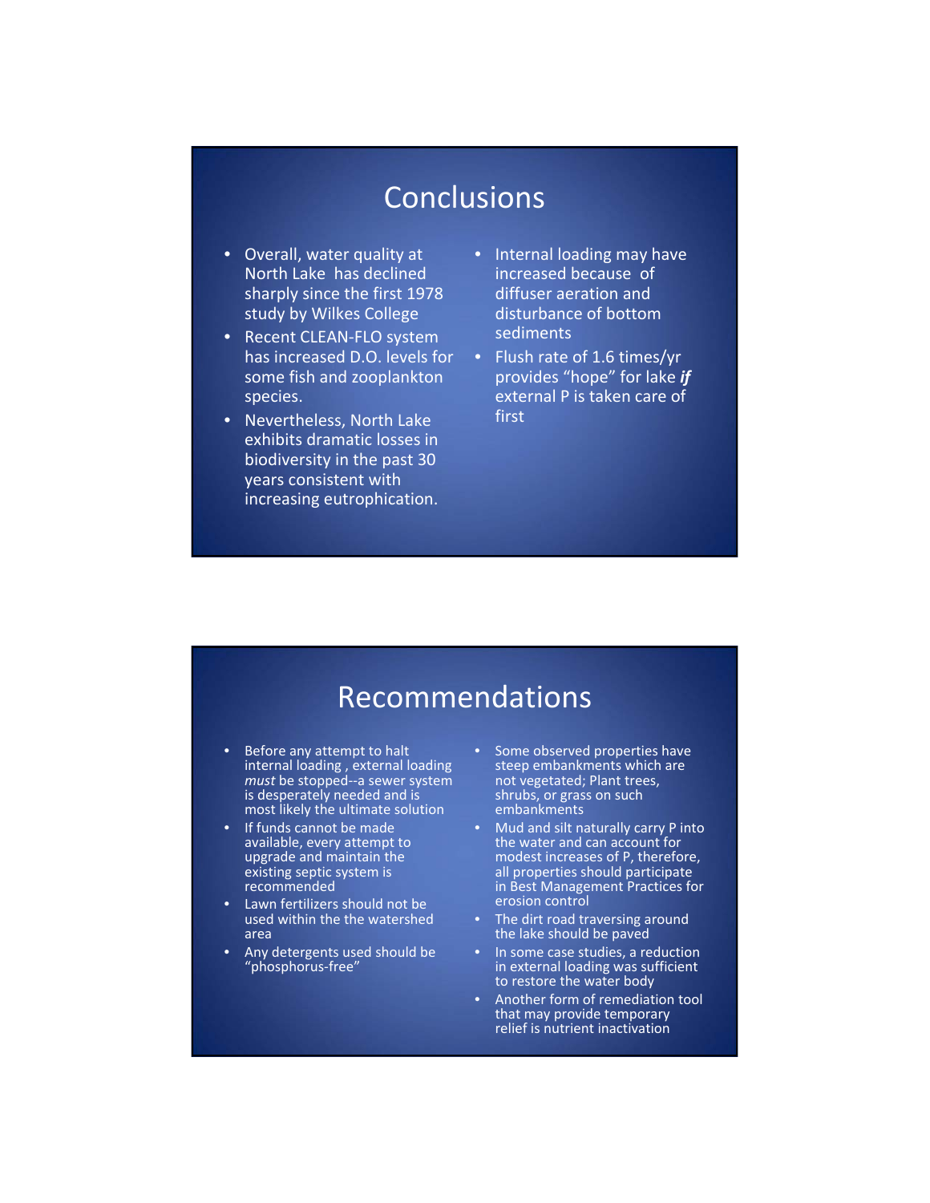# Conclusions

- Overall, water quality at North Lake has declined sharply since the first 1978 study by Wilkes College
- Recent CLEAN-FLO system has increased D.O. levels for some fish and zooplankton species.
- Nevertheless, North Lake exhibits dramatic losses in biodiversity in the past 30 years consistent with increasing eutrophication.
- Internal loading may have increased because of diffuser aeration and disturbance of bottom sediments
- Flush rate of 1.6 times/yr provides "hope" for lake ***if*** external P is taken care of first

# Recommendations

- Before any attempt to halt internal loading , external loading *must* be stopped--a sewer system is desperately needed and is most likely the ultimate solution
- If funds cannot be made available, every attempt to upgrade and maintain the existing septic system is recommended
- Lawn fertilizers should not be used within the the watershed area
- Any detergents used should be "phosphorus-free"
- Some observed properties have steep embankments which are not vegetated; Plant trees, shrubs, or grass on such embankments
- Mud and silt naturally carry P into the water and can account for modest increases of P, therefore, all properties should participate in Best Management Practices for erosion control
- The dirt road traversing around the lake should be paved
- In some case studies, a reduction in external loading was sufficient to restore the water body
- Another form of remediation tool that may provide temporary relief is nutrient inactivation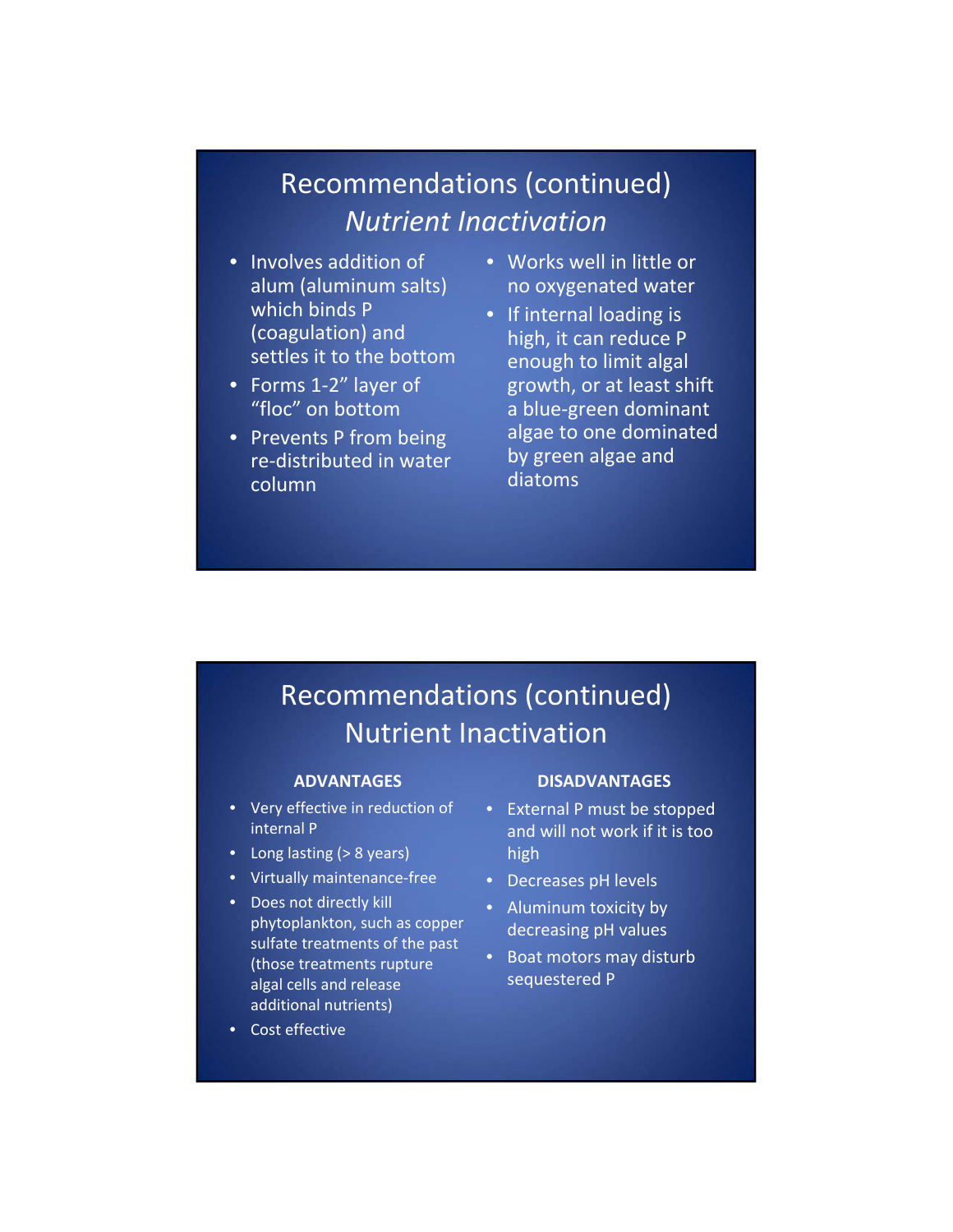## Recommendations (continued)

### *Nutrient Inactivation*

- Involves addition of alum (aluminum salts) which binds P (coagulation) and settles it to the bottom
- Forms 1-2" layer of "floc" on bottom
- Prevents P from being re-distributed in water column
- Works well in little or no oxygenated water
- If internal loading is high, it can reduce P enough to limit algal growth, or at least shift a blue-green dominant algae to one dominated by green algae and diatoms

## Recommendations (continued)

### Nutrient Inactivation

**ADVANTAGES**

- Very effective in reduction of internal P
- Long lasting (> 8 years)
- Virtually maintenance-free
- Does not directly kill phytoplankton, such as copper sulfate treatments of the past (those treatments rupture algal cells and release additional nutrients)
- Cost effective

**DISADVANTAGES**

- External P must be stopped and will not work if it is too high
- Decreases pH levels
- Aluminum toxicity by decreasing pH values
- Boat motors may disturb sequestered P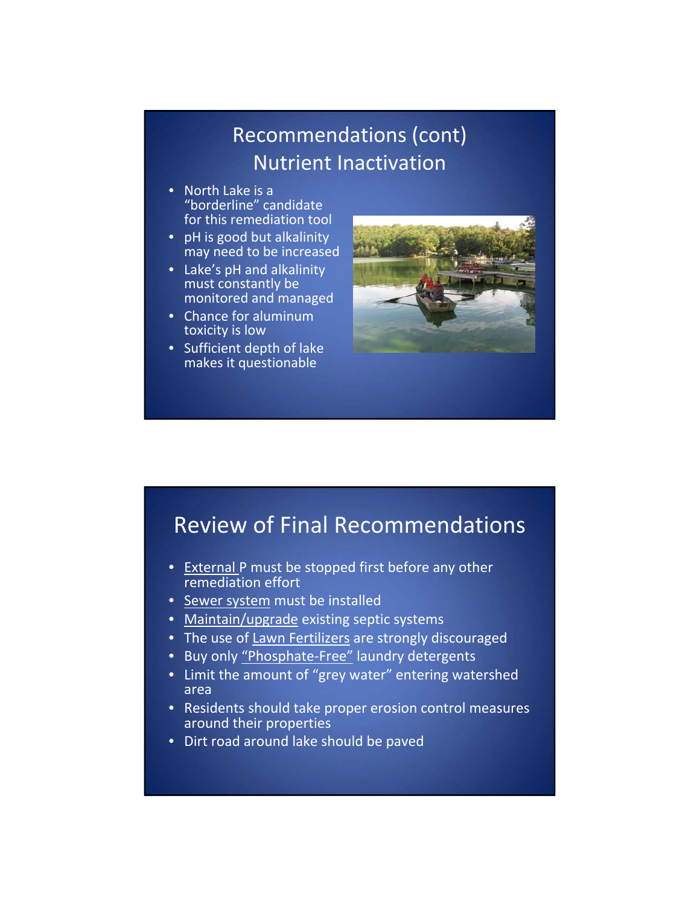## Recommendations (cont) Nutrient Inactivation

- North Lake is a "borderline" candidate for this remediation tool
- pH is good but alkalinity may need to be increased
- Lake's pH and alkalinity must constantly be monitored and managed
- Chance for aluminum toxicity is low
- Sufficient depth of lake makes it questionable

## Review of Final Recommendations

- External P must be stopped first before any other remediation effort
- Sewer system must be installed
- Maintain/upgrade existing septic systems
- The use of Lawn Fertilizers are strongly discouraged
- Buy only "Phosphate-Free" laundry detergents
- Limit the amount of "grey water" entering watershed area
- Residents should take proper erosion control measures around their properties
- Dirt road around lake should be paved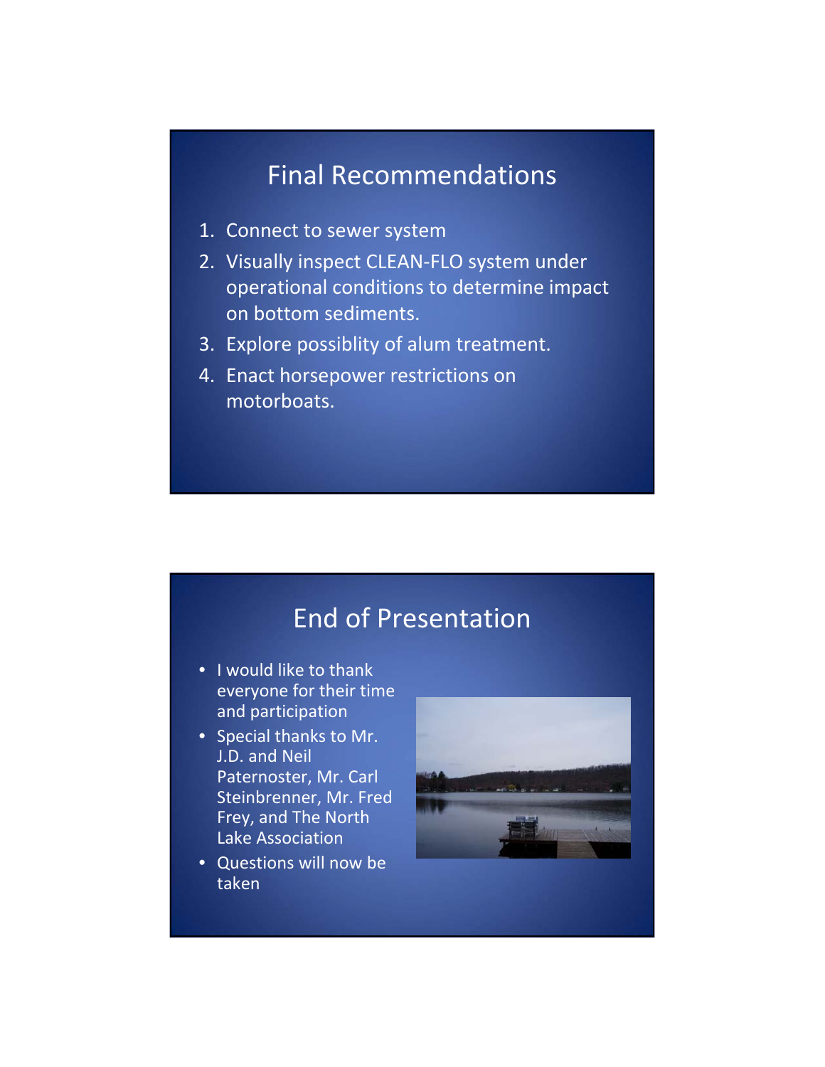## Final Recommendations

1. Connect to sewer system
2. Visually inspect CLEAN-FLO system under operational conditions to determine impact on bottom sediments.
3. Explore possiblity of alum treatment.
4. Enact horsepower restrictions on motorboats.

## End of Presentation

- I would like to thank everyone for their time and participation
- Special thanks to Mr. J.D. and Neil Paternoster, Mr. Carl Steinbrenner, Mr. Fred Frey, and The North Lake Association
- Questions will now be taken